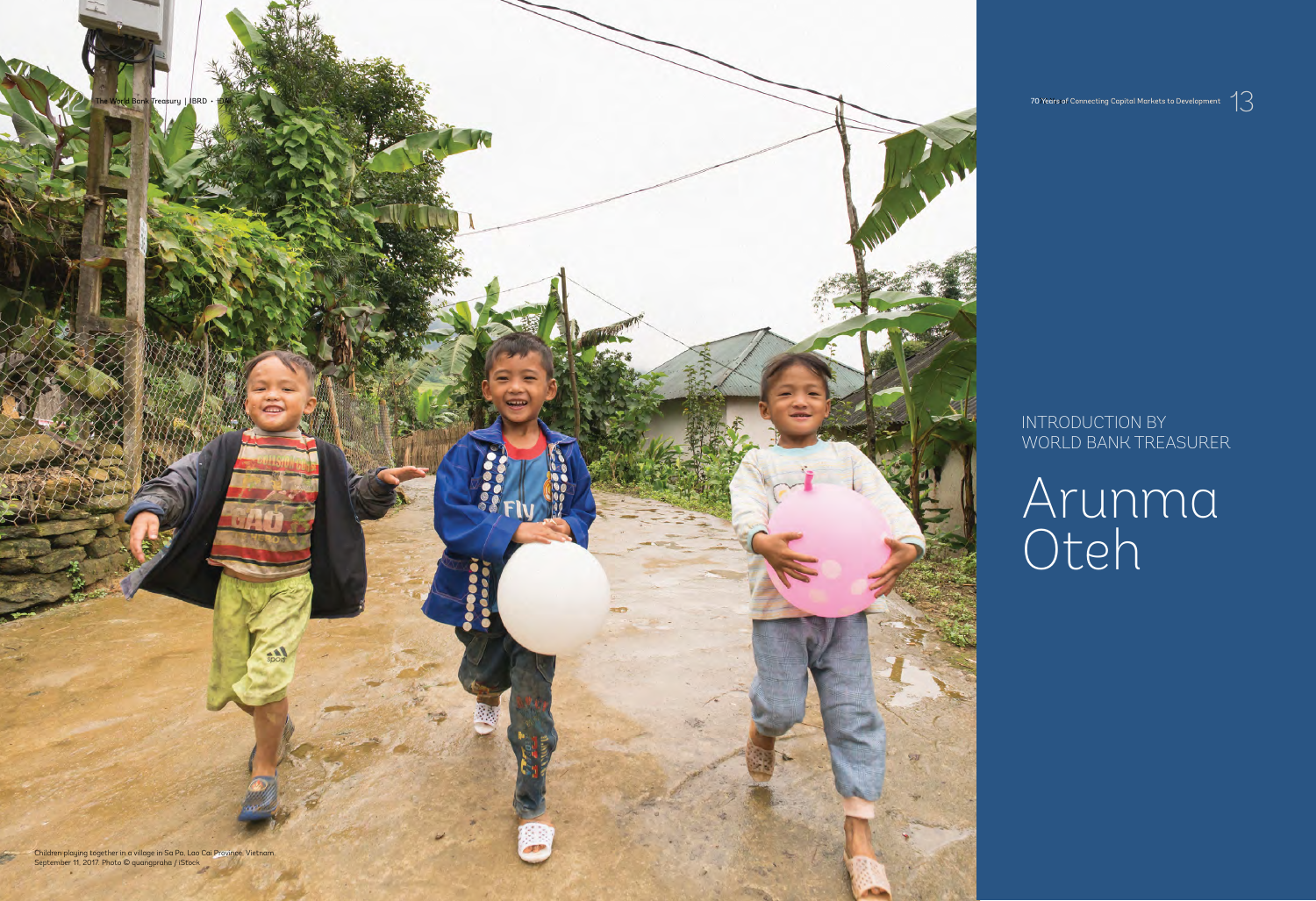Children playing together in a village in Sa Pa, Lao Cai Province, Vietnam. September 11, 2017. Photo © quangpraha / iStock

INTRODUCTION BY WORLD BANK TREASURER

# Arunma Oteh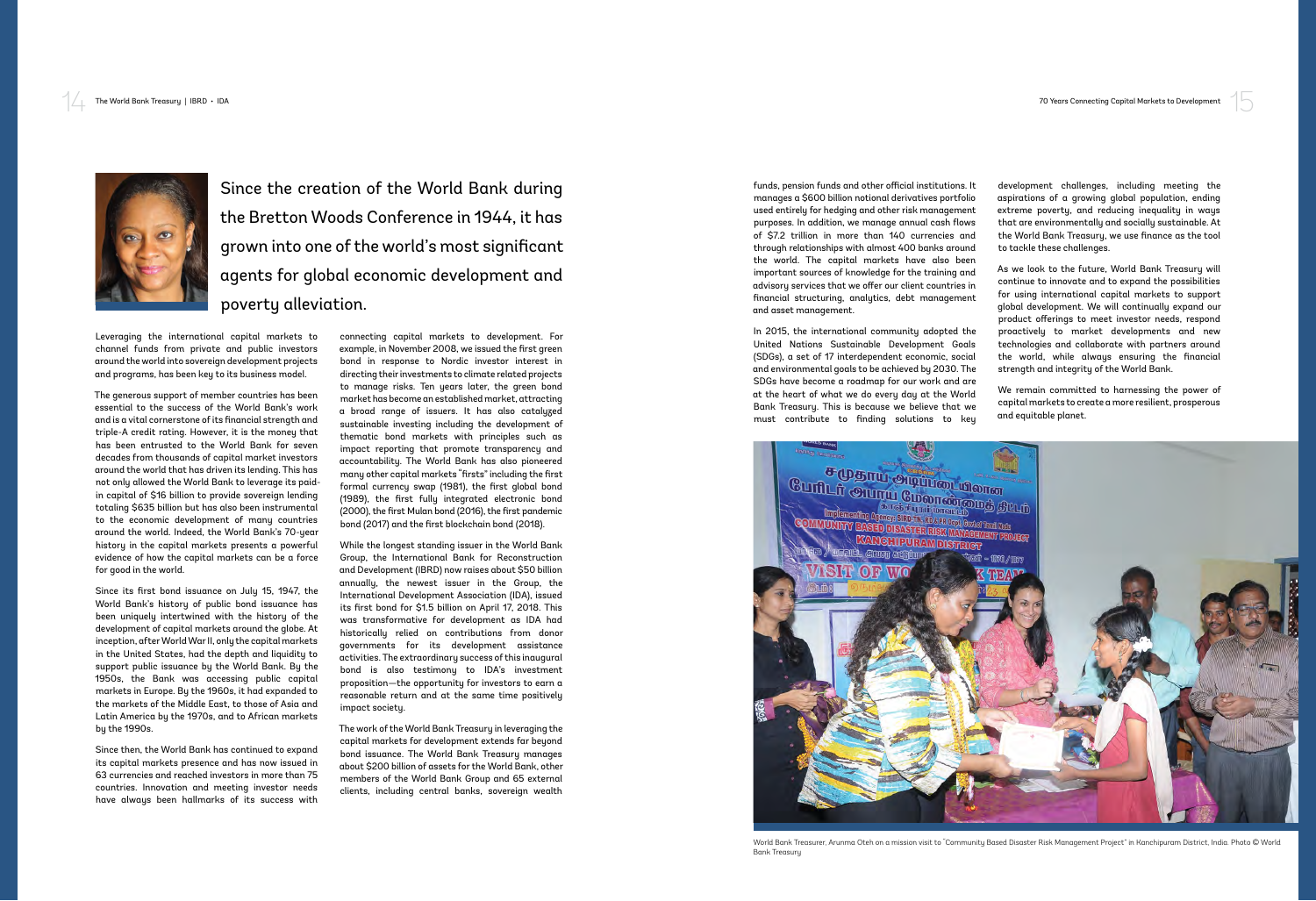Since the creation of the World Bank during the Bretton Woods Conference in 1944, it has grown into one of the world's most significant agents for global economic development and poverty alleviation.

Leveraging the international capital markets to channel funds from private and public investors around the world into sovereign development projects and programs, has been key to its business model.

The generous support of member countries has been essential to the success of the World Bank's work and is a vital cornerstone of its financial strength and triple-A credit rating. However, it is the money that has been entrusted to the World Bank for seven decades from thousands of capital market investors around the world that has driven its lending. This has not only allowed the World Bank to leverage its paid-in capital of $16 billion to provide sovereign lending totaling $635 billion but has also been instrumental to the economic development of many countries around the world. Indeed, the World Bank's 70-year history in the capital markets presents a powerful evidence of how the capital markets can be a force for good in the world.

Since its first bond issuance on July 15, 1947, the World Bank's history of public bond issuance has been uniquely intertwined with the history of the development of capital markets around the globe. At inception, after World War II, only the capital markets in the United States, had the depth and liquidity to support public issuance by the World Bank. By the 1950s, the Bank was accessing public capital markets in Europe. By the 1960s, it had expanded to the markets of the Middle East, to those of Asia and Latin America by the 1970s, and to African markets by the 1990s.

Since then, the World Bank has continued to expand its capital markets presence and has now issued in 63 currencies and reached investors in more than 75 countries. Innovation and meeting investor needs have always been hallmarks of its success with connecting capital markets to development. For example, in November 2008, we issued the first green bond in response to Nordic investor interest in directing their investments to climate related projects to manage risks. Ten years later, the green bond market has become an established market, attracting a broad range of issuers. It has also catalyzed sustainable investing including the development of thematic bond markets with principles such as impact reporting that promote transparency and accountability. The World Bank has also pioneered many other capital markets "firsts" including the first formal currency swap (1981), the first global bond (1989), the first fully integrated electronic bond (2000), the first Mulan bond (2016), the first pandemic bond (2017) and the first blockchain bond (2018).

While the longest standing issuer in the World Bank Group, the International Bank for Reconstruction and Development (IBRD) now raises about $50 billion annually, the newest issuer in the Group, the International Development Association (IDA), issued its first bond for $1.5 billion on April 17, 2018. This was transformative for development as IDA had historically relied on contributions from donor governments for its development assistance activities. The extraordinary success of this inaugural bond is also testimony to IDA's investment proposition—the opportunity for investors to earn a reasonable return and at the same time positively impact society.

The work of the World Bank Treasury in leveraging the capital markets for development extends far beyond bond issuance. The World Bank Treasury manages about $200 billion of assets for the World Bank, other members of the World Bank Group and 65 external clients, including central banks, sovereign wealth funds, pension funds and other official institutions. It manages a $600 billion notional derivatives portfolio used entirely for hedging and other risk management purposes. In addition, we manage annual cash flows of $7.2 trillion in more than 140 currencies and through relationships with almost 400 banks around the world. The capital markets have also been important sources of knowledge for the training and advisory services that we offer our client countries in financial structuring, analytics, debt management and asset management.

In 2015, the international community adopted the United Nations Sustainable Development Goals (SDGs), a set of 17 interdependent economic, social and environmental goals to be achieved by 2030. The SDGs have become a roadmap for our work and are at the heart of what we do every day at the World Bank Treasury. This is because we believe that we must contribute to finding solutions to key development challenges, including meeting the aspirations of a growing global population, ending extreme poverty, and reducing inequality in ways that are environmentally and socially sustainable. At the World Bank Treasury, we use finance as the tool to tackle these challenges.

As we look to the future, World Bank Treasury will continue to innovate and to expand the possibilities for using international capital markets to support global development. We will continually expand our product offerings to meet investor needs, respond proactively to market developments and new technologies and collaborate with partners around the world, while always ensuring the financial strength and integrity of the World Bank.

We remain committed to harnessing the power of capital markets to create a more resilient, prosperous and equitable planet.

World Bank Treasurer, Arunma Oteh on a mission visit to "Community Based Disaster Risk Management Project" in Kanchipuram District, India. Photo © World Bank Treasury